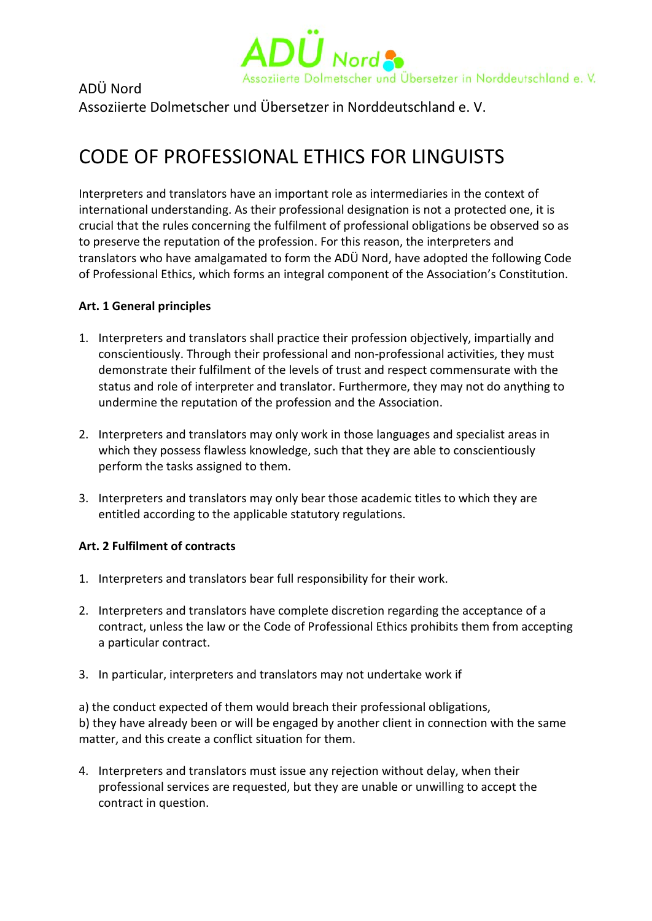ADÜ Nord
Assoziierte Dolmetscher und Übersetzer in Norddeutschland e. V.

# CODE OF PROFESSIONAL ETHICS FOR LINGUISTS

Interpreters and translators have an important role as intermediaries in the context of international understanding. As their professional designation is not a protected one, it is crucial that the rules concerning the fulfilment of professional obligations be observed so as to preserve the reputation of the profession. For this reason, the interpreters and translators who have amalgamated to form the ADÜ Nord, have adopted the following Code of Professional Ethics, which forms an integral component of the Association's Constitution.

**Art. 1 General principles**

1. Interpreters and translators shall practice their profession objectively, impartially and conscientiously. Through their professional and non-professional activities, they must demonstrate their fulfilment of the levels of trust and respect commensurate with the status and role of interpreter and translator. Furthermore, they may not do anything to undermine the reputation of the profession and the Association.

2. Interpreters and translators may only work in those languages and specialist areas in which they possess flawless knowledge, such that they are able to conscientiously perform the tasks assigned to them.

3. Interpreters and translators may only bear those academic titles to which they are entitled according to the applicable statutory regulations.

**Art. 2 Fulfilment of contracts**

1. Interpreters and translators bear full responsibility for their work.

2. Interpreters and translators have complete discretion regarding the acceptance of a contract, unless the law or the Code of Professional Ethics prohibits them from accepting a particular contract.

3. In particular, interpreters and translators may not undertake work if

a) the conduct expected of them would breach their professional obligations,
b) they have already been or will be engaged by another client in connection with the same matter, and this create a conflict situation for them.

4. Interpreters and translators must issue any rejection without delay, when their professional services are requested, but they are unable or unwilling to accept the contract in question.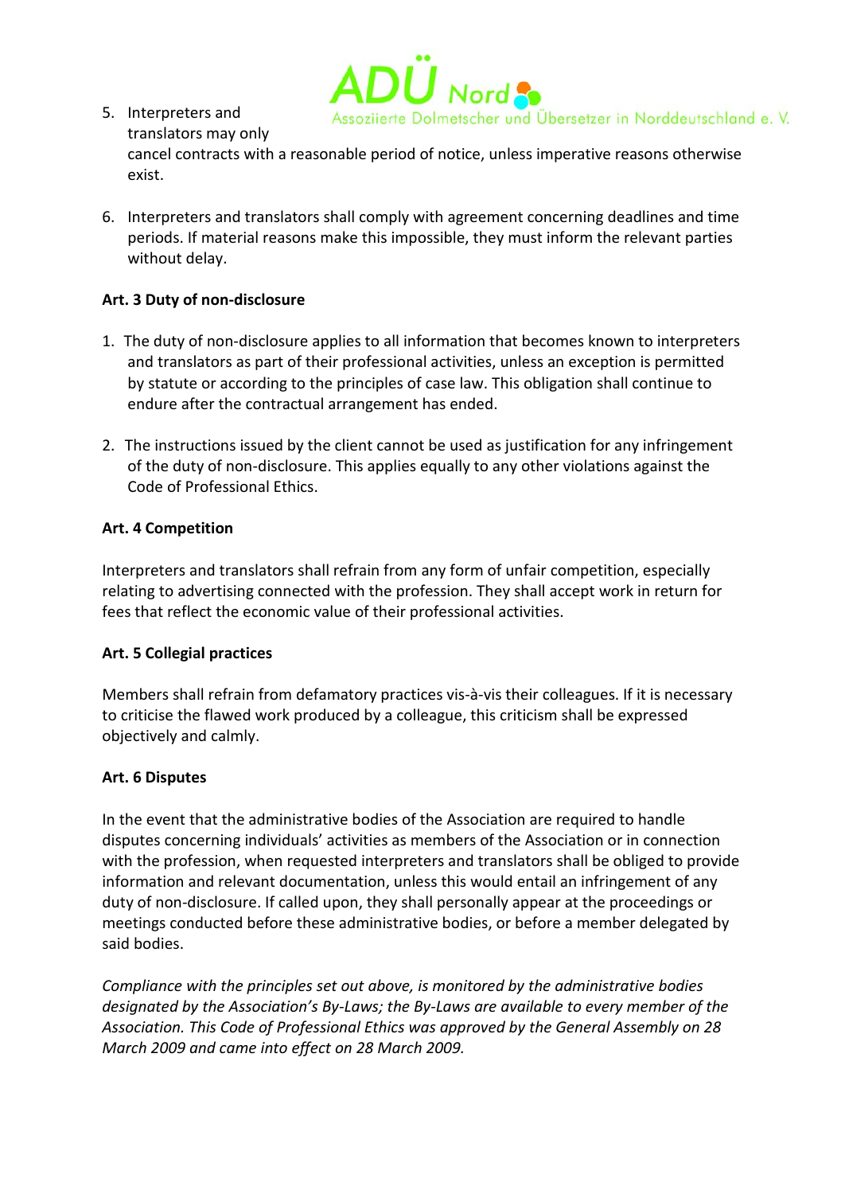5. Interpreters and translators may only cancel contracts with a reasonable period of notice, unless imperative reasons otherwise exist.

6. Interpreters and translators shall comply with agreement concerning deadlines and time periods. If material reasons make this impossible, they must inform the relevant parties without delay.

**Art. 3 Duty of non-disclosure**

1. The duty of non-disclosure applies to all information that becomes known to interpreters and translators as part of their professional activities, unless an exception is permitted by statute or according to the principles of case law. This obligation shall continue to endure after the contractual arrangement has ended.

2. The instructions issued by the client cannot be used as justification for any infringement of the duty of non-disclosure. This applies equally to any other violations against the Code of Professional Ethics.

**Art. 4 Competition**

Interpreters and translators shall refrain from any form of unfair competition, especially relating to advertising connected with the profession. They shall accept work in return for fees that reflect the economic value of their professional activities.

**Art. 5 Collegial practices**

Members shall refrain from defamatory practices vis-à-vis their colleagues. If it is necessary to criticise the flawed work produced by a colleague, this criticism shall be expressed objectively and calmly.

**Art. 6 Disputes**

In the event that the administrative bodies of the Association are required to handle disputes concerning individuals' activities as members of the Association or in connection with the profession, when requested interpreters and translators shall be obliged to provide information and relevant documentation, unless this would entail an infringement of any duty of non-disclosure. If called upon, they shall personally appear at the proceedings or meetings conducted before these administrative bodies, or before a member delegated by said bodies.

*Compliance with the principles set out above, is monitored by the administrative bodies designated by the Association's By-Laws; the By-Laws are available to every member of the Association. This Code of Professional Ethics was approved by the General Assembly on 28 March 2009 and came into effect on 28 March 2009.*